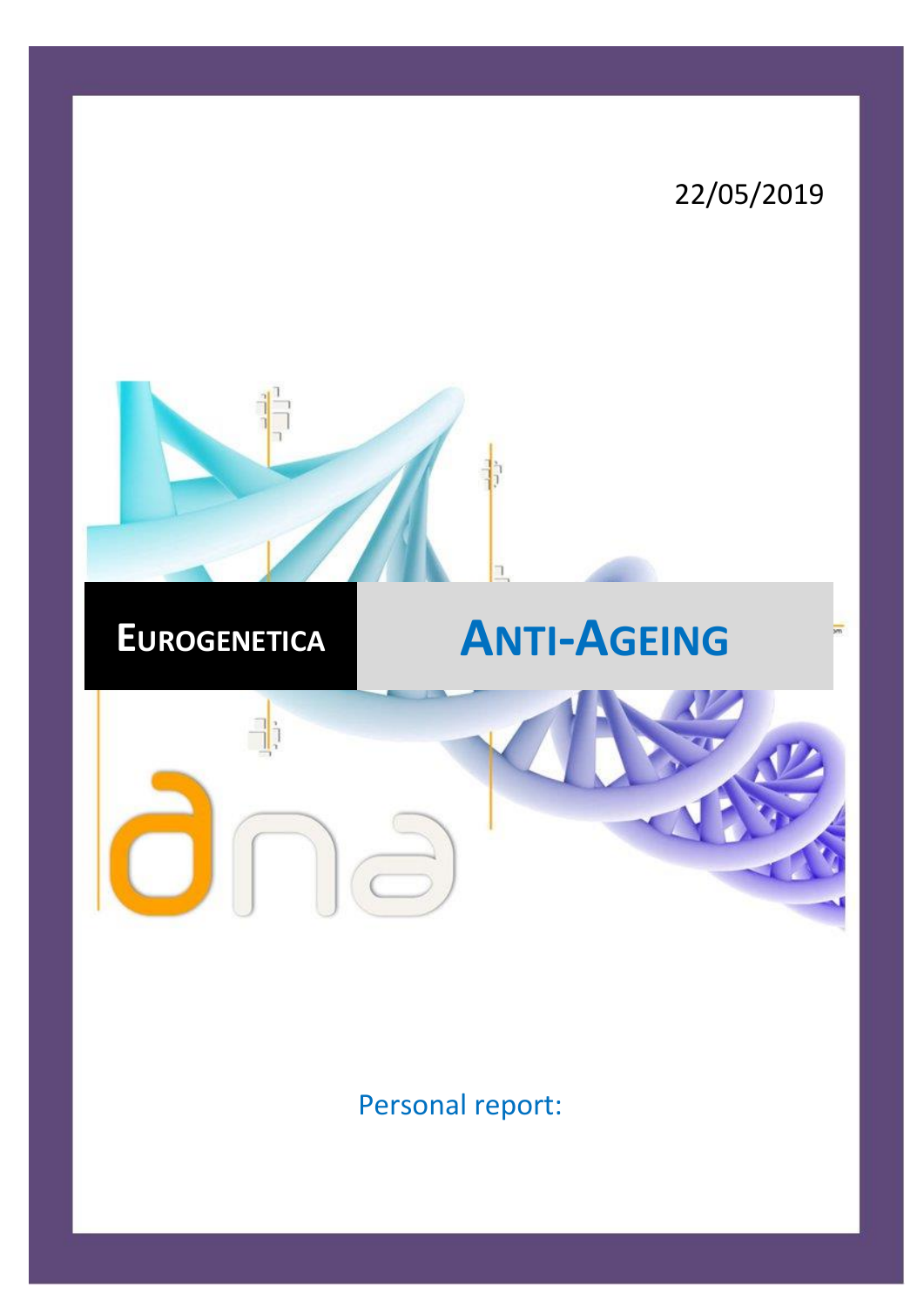22/05/2019

# EUROGENETICA

# ANTI-AGEING

dna

Personal report: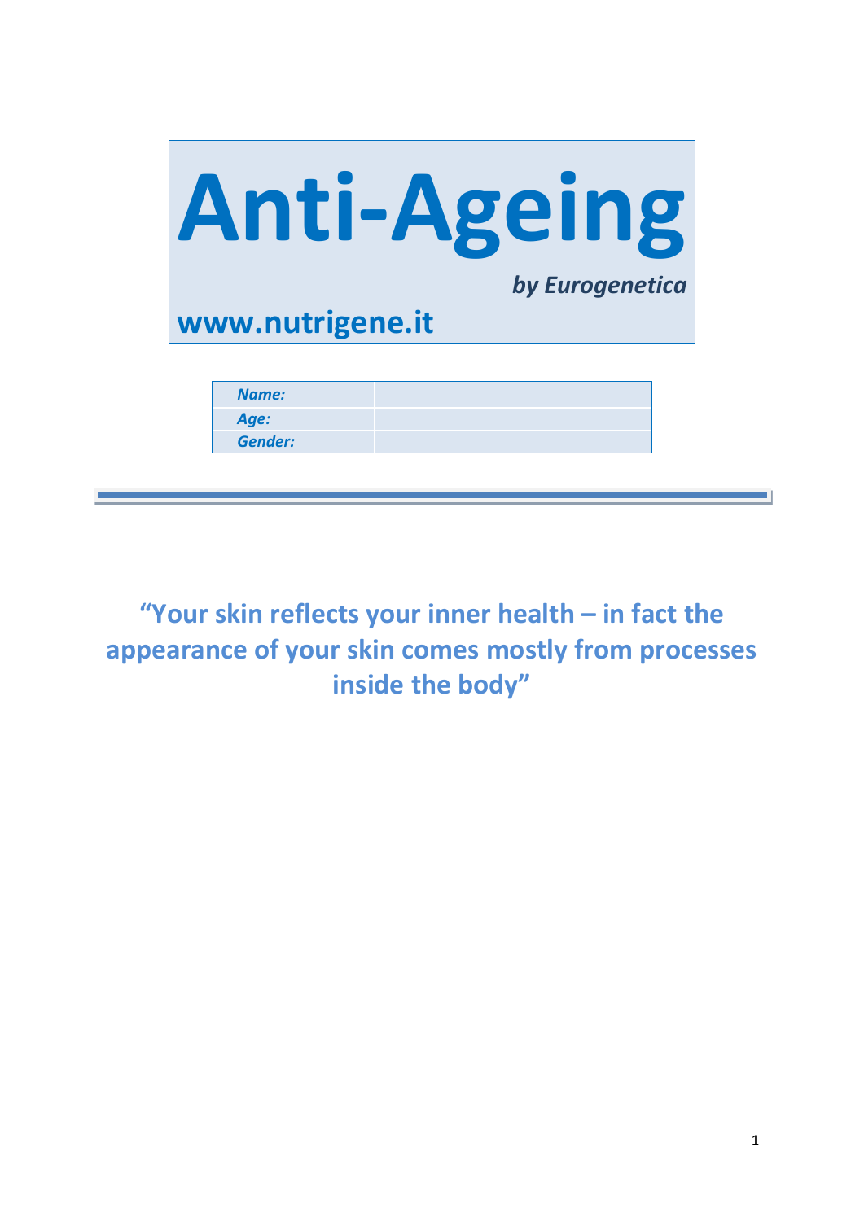# Anti-Ageing

*by Eurogenetica*

**www.nutrigene.it**

| | |
|---|---|
| ***Name:*** | |
| ***Age:*** | |
| ***Gender:*** | |

---

**"Your skin reflects your inner health – in fact the appearance of your skin comes mostly from processes inside the body"**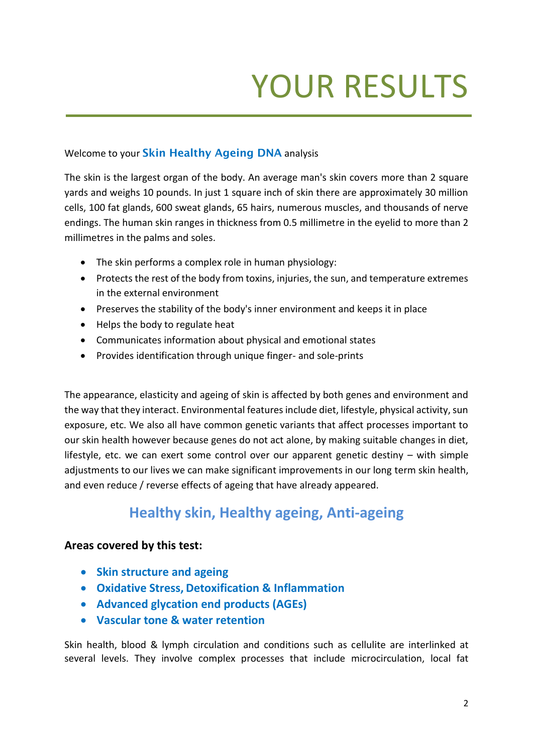# YOUR RESULTS

Welcome to your **Skin Healthy Ageing DNA** analysis

The skin is the largest organ of the body. An average man's skin covers more than 2 square yards and weighs 10 pounds. In just 1 square inch of skin there are approximately 30 million cells, 100 fat glands, 600 sweat glands, 65 hairs, numerous muscles, and thousands of nerve endings. The human skin ranges in thickness from 0.5 millimetre in the eyelid to more than 2 millimetres in the palms and soles.

- The skin performs a complex role in human physiology:
- Protects the rest of the body from toxins, injuries, the sun, and temperature extremes in the external environment
- Preserves the stability of the body's inner environment and keeps it in place
- Helps the body to regulate heat
- Communicates information about physical and emotional states
- Provides identification through unique finger- and sole-prints

The appearance, elasticity and ageing of skin is affected by both genes and environment and the way that they interact. Environmental features include diet, lifestyle, physical activity, sun exposure, etc. We also all have common genetic variants that affect processes important to our skin health however because genes do not act alone, by making suitable changes in diet, lifestyle, etc. we can exert some control over our apparent genetic destiny – with simple adjustments to our lives we can make significant improvements in our long term skin health, and even reduce / reverse effects of ageing that have already appeared.

## Healthy skin, Healthy ageing, Anti-ageing

**Areas covered by this test:**

- **Skin structure and ageing**
- **Oxidative Stress, Detoxification & Inflammation**
- **Advanced glycation end products (AGEs)**
- **Vascular tone & water retention**

Skin health, blood & lymph circulation and conditions such as cellulite are interlinked at several levels. They involve complex processes that include microcirculation, local fat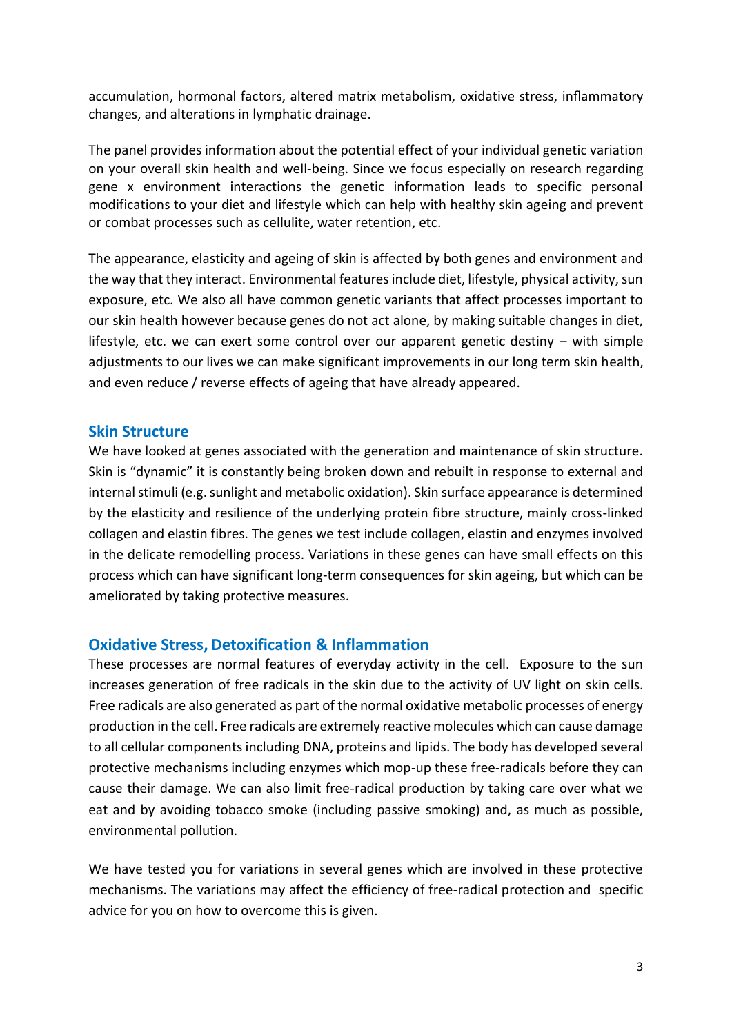accumulation, hormonal factors, altered matrix metabolism, oxidative stress, inflammatory changes, and alterations in lymphatic drainage.

The panel provides information about the potential effect of your individual genetic variation on your overall skin health and well-being. Since we focus especially on research regarding gene x environment interactions the genetic information leads to specific personal modifications to your diet and lifestyle which can help with healthy skin ageing and prevent or combat processes such as cellulite, water retention, etc.

The appearance, elasticity and ageing of skin is affected by both genes and environment and the way that they interact. Environmental features include diet, lifestyle, physical activity, sun exposure, etc. We also all have common genetic variants that affect processes important to our skin health however because genes do not act alone, by making suitable changes in diet, lifestyle, etc. we can exert some control over our apparent genetic destiny – with simple adjustments to our lives we can make significant improvements in our long term skin health, and even reduce / reverse effects of ageing that have already appeared.

## Skin Structure

We have looked at genes associated with the generation and maintenance of skin structure. Skin is "dynamic" it is constantly being broken down and rebuilt in response to external and internal stimuli (e.g. sunlight and metabolic oxidation). Skin surface appearance is determined by the elasticity and resilience of the underlying protein fibre structure, mainly cross-linked collagen and elastin fibres. The genes we test include collagen, elastin and enzymes involved in the delicate remodelling process. Variations in these genes can have small effects on this process which can have significant long-term consequences for skin ageing, but which can be ameliorated by taking protective measures.

## Oxidative Stress, Detoxification & Inflammation

These processes are normal features of everyday activity in the cell. Exposure to the sun increases generation of free radicals in the skin due to the activity of UV light on skin cells. Free radicals are also generated as part of the normal oxidative metabolic processes of energy production in the cell. Free radicals are extremely reactive molecules which can cause damage to all cellular components including DNA, proteins and lipids. The body has developed several protective mechanisms including enzymes which mop-up these free-radicals before they can cause their damage. We can also limit free-radical production by taking care over what we eat and by avoiding tobacco smoke (including passive smoking) and, as much as possible, environmental pollution.

We have tested you for variations in several genes which are involved in these protective mechanisms. The variations may affect the efficiency of free-radical protection and specific advice for you on how to overcome this is given.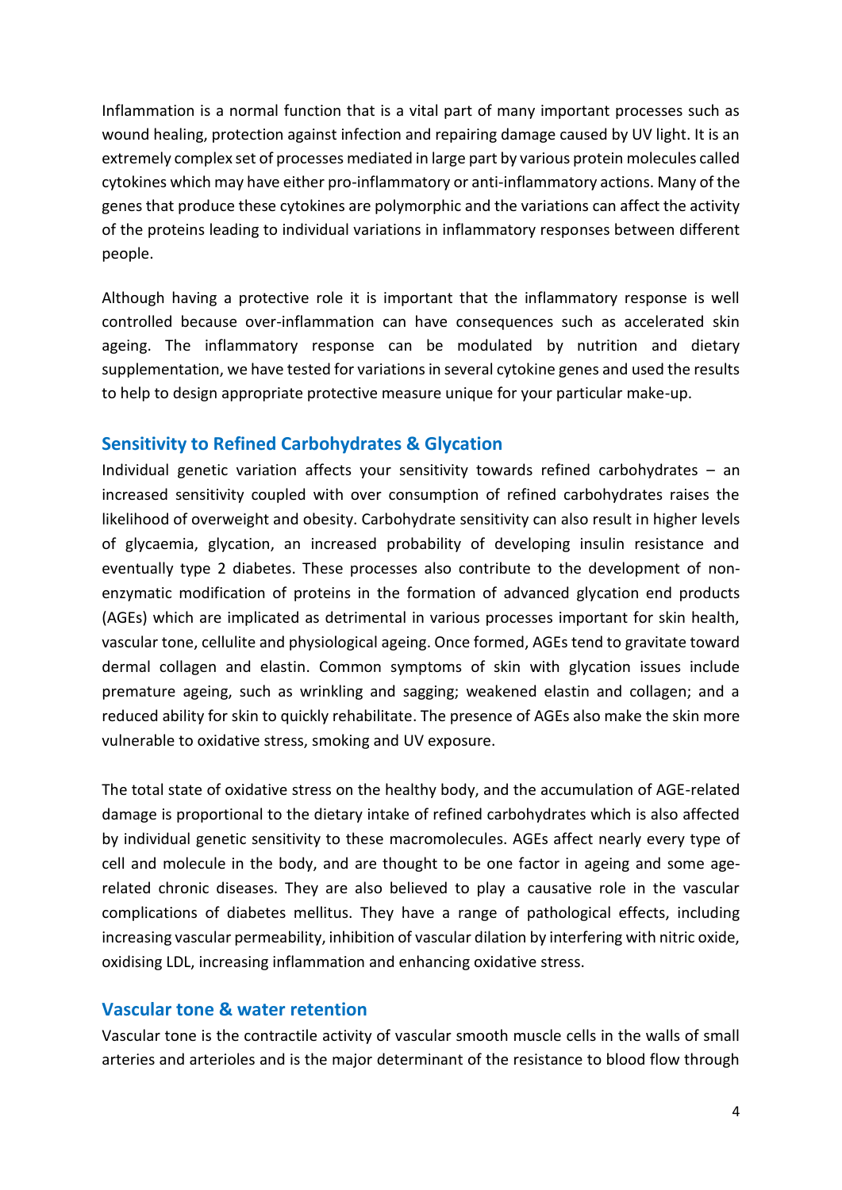Inflammation is a normal function that is a vital part of many important processes such as wound healing, protection against infection and repairing damage caused by UV light. It is an extremely complex set of processes mediated in large part by various protein molecules called cytokines which may have either pro-inflammatory or anti-inflammatory actions. Many of the genes that produce these cytokines are polymorphic and the variations can affect the activity of the proteins leading to individual variations in inflammatory responses between different people.

Although having a protective role it is important that the inflammatory response is well controlled because over-inflammation can have consequences such as accelerated skin ageing. The inflammatory response can be modulated by nutrition and dietary supplementation, we have tested for variations in several cytokine genes and used the results to help to design appropriate protective measure unique for your particular make-up.

## Sensitivity to Refined Carbohydrates & Glycation

Individual genetic variation affects your sensitivity towards refined carbohydrates – an increased sensitivity coupled with over consumption of refined carbohydrates raises the likelihood of overweight and obesity. Carbohydrate sensitivity can also result in higher levels of glycaemia, glycation, an increased probability of developing insulin resistance and eventually type 2 diabetes. These processes also contribute to the development of non-enzymatic modification of proteins in the formation of advanced glycation end products (AGEs) which are implicated as detrimental in various processes important for skin health, vascular tone, cellulite and physiological ageing. Once formed, AGEs tend to gravitate toward dermal collagen and elastin. Common symptoms of skin with glycation issues include premature ageing, such as wrinkling and sagging; weakened elastin and collagen; and a reduced ability for skin to quickly rehabilitate. The presence of AGEs also make the skin more vulnerable to oxidative stress, smoking and UV exposure.

The total state of oxidative stress on the healthy body, and the accumulation of AGE-related damage is proportional to the dietary intake of refined carbohydrates which is also affected by individual genetic sensitivity to these macromolecules. AGEs affect nearly every type of cell and molecule in the body, and are thought to be one factor in ageing and some age-related chronic diseases. They are also believed to play a causative role in the vascular complications of diabetes mellitus. They have a range of pathological effects, including increasing vascular permeability, inhibition of vascular dilation by interfering with nitric oxide, oxidising LDL, increasing inflammation and enhancing oxidative stress.

## Vascular tone & water retention

Vascular tone is the contractile activity of vascular smooth muscle cells in the walls of small arteries and arterioles and is the major determinant of the resistance to blood flow through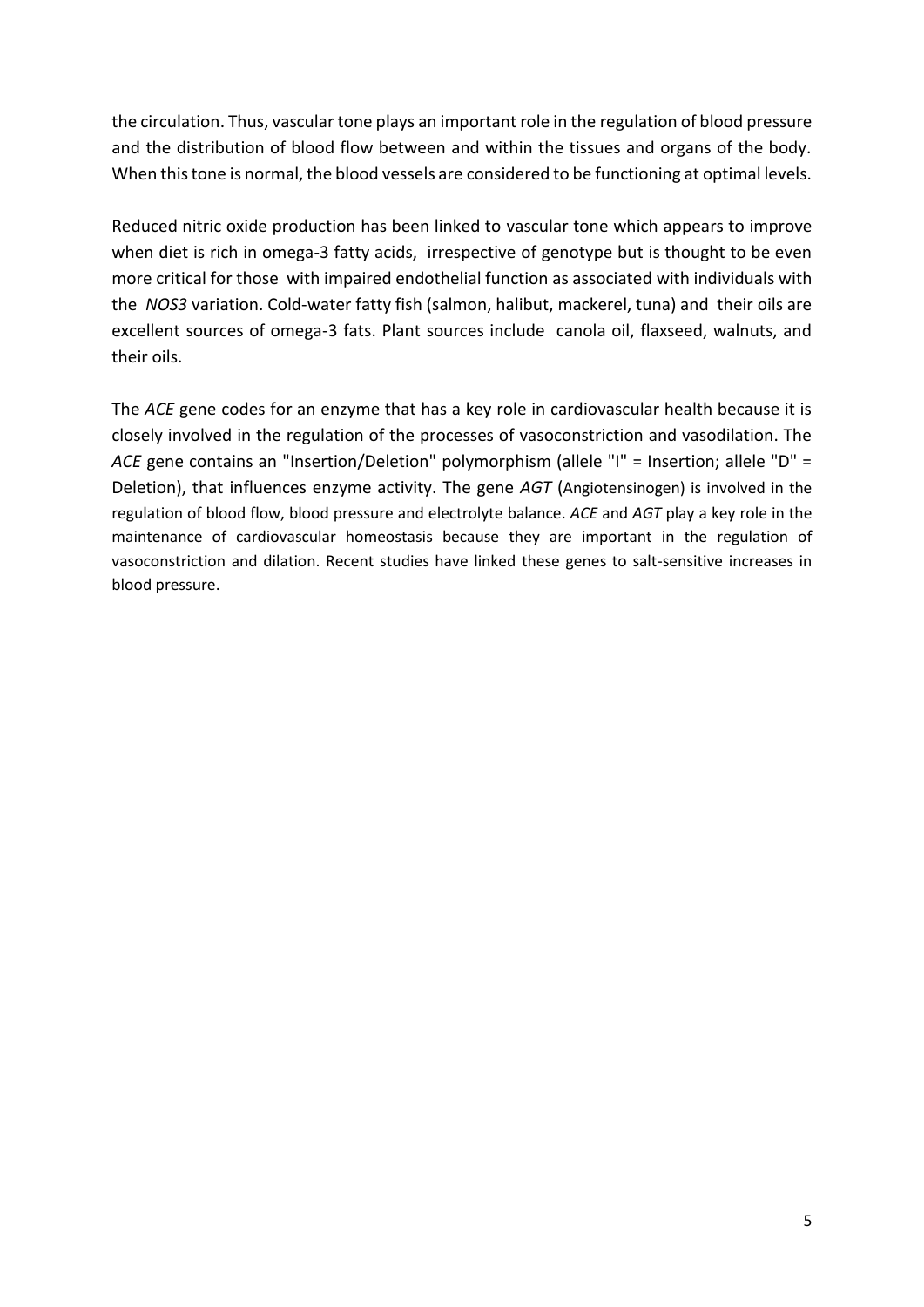the circulation. Thus, vascular tone plays an important role in the regulation of blood pressure and the distribution of blood flow between and within the tissues and organs of the body. When this tone is normal, the blood vessels are considered to be functioning at optimal levels.

Reduced nitric oxide production has been linked to vascular tone which appears to improve when diet is rich in omega-3 fatty acids, irrespective of genotype but is thought to be even more critical for those with impaired endothelial function as associated with individuals with the *NOS3* variation. Cold-water fatty fish (salmon, halibut, mackerel, tuna) and their oils are excellent sources of omega-3 fats. Plant sources include canola oil, flaxseed, walnuts, and their oils.

The *ACE* gene codes for an enzyme that has a key role in cardiovascular health because it is closely involved in the regulation of the processes of vasoconstriction and vasodilation. The *ACE* gene contains an "Insertion/Deletion" polymorphism (allele "I" = Insertion; allele "D" = Deletion), that influences enzyme activity. The gene *AGT* (Angiotensinogen) is involved in the regulation of blood flow, blood pressure and electrolyte balance. *ACE* and *AGT* play a key role in the maintenance of cardiovascular homeostasis because they are important in the regulation of vasoconstriction and dilation. Recent studies have linked these genes to salt-sensitive increases in blood pressure.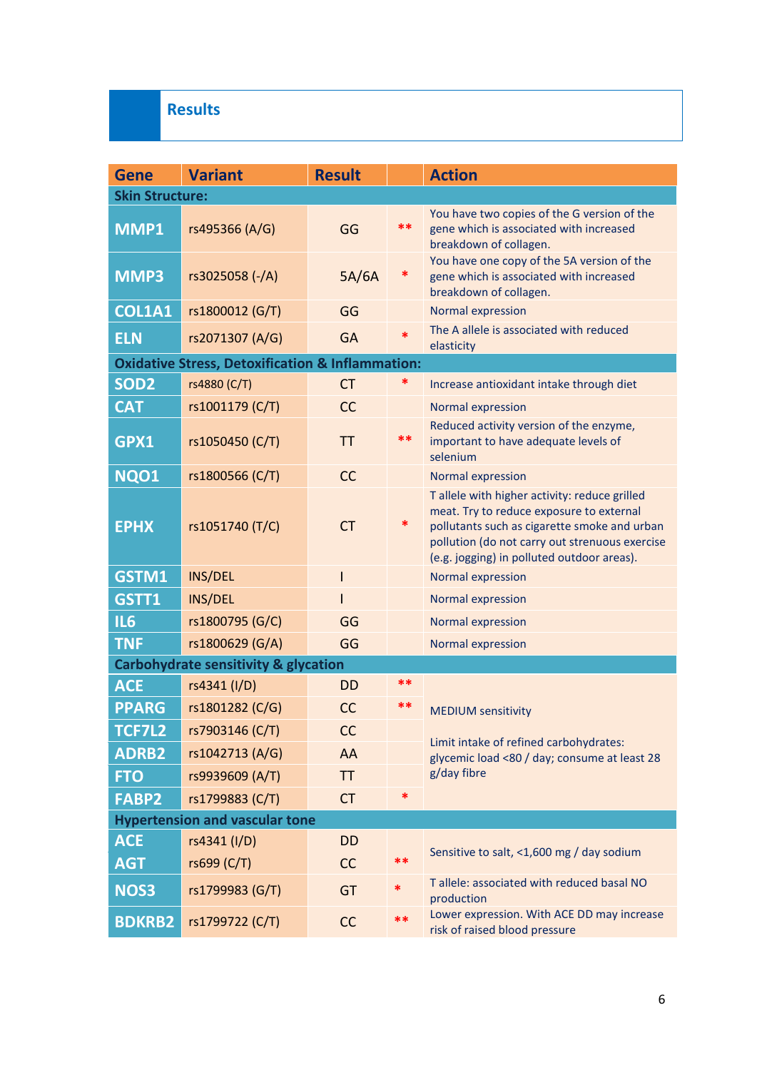## Results

| Gene | Variant | Result | | Action |
|---|---|---|---|---|
| **Skin Structure:** | | | | |
| MMP1 | rs495366 (A/G) | GG | ** | You have two copies of the G version of the gene which is associated with increased breakdown of collagen. |
| MMP3 | rs3025058 (-/A) | 5A/6A | * | You have one copy of the 5A version of the gene which is associated with increased breakdown of collagen. |
| COL1A1 | rs1800012 (G/T) | GG | | Normal expression |
| ELN | rs2071307 (A/G) | GA | * | The A allele is associated with reduced elasticity |
| **Oxidative Stress, Detoxification & Inflammation:** | | | | |
| SOD2 | rs4880 (C/T) | CT | * | Increase antioxidant intake through diet |
| CAT | rs1001179 (C/T) | CC | | Normal expression |
| GPX1 | rs1050450 (C/T) | TT | ** | Reduced activity version of the enzyme, important to have adequate levels of selenium |
| NQO1 | rs1800566 (C/T) | CC | | Normal expression |
| EPHX | rs1051740 (T/C) | CT | * | T allele with higher activity: reduce grilled meat. Try to reduce exposure to external pollutants such as cigarette smoke and urban pollution (do not carry out strenuous exercise (e.g. jogging) in polluted outdoor areas). |
| GSTM1 | INS/DEL | I | | Normal expression |
| GSTT1 | INS/DEL | I | | Normal expression |
| IL6 | rs1800795 (G/C) | GG | | Normal expression |
| TNF | rs1800629 (G/A) | GG | | Normal expression |
| **Carbohydrate sensitivity & glycation** | | | | |
| ACE | rs4341 (I/D) | DD | ** | MEDIUM sensitivity<br><br>Limit intake of refined carbohydrates: glycemic load <80 / day; consume at least 28 g/day fibre |
| PPARG | rs1801282 (C/G) | CC | ** | |
| TCF7L2 | rs7903146 (C/T) | CC | | |
| ADRB2 | rs1042713 (A/G) | AA | | |
| FTO | rs9939609 (A/T) | TT | | |
| FABP2 | rs1799883 (C/T) | CT | * | |
| **Hypertension and vascular tone** | | | | |
| ACE | rs4341 (I/D) | DD | | Sensitive to salt, <1,600 mg / day sodium |
| AGT | rs699 (C/T) | CC | ** | |
| NOS3 | rs1799983 (G/T) | GT | * | T allele: associated with reduced basal NO production |
| BDKRB2 | rs1799722 (C/T) | CC | ** | Lower expression. With ACE DD may increase risk of raised blood pressure |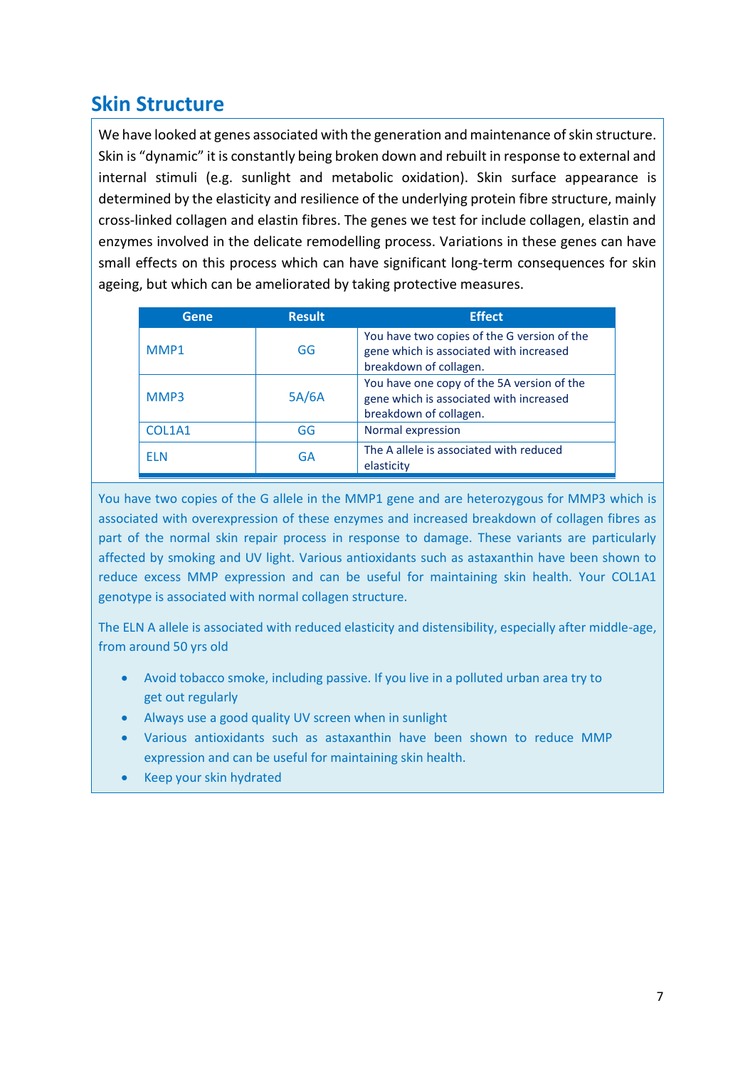## Skin Structure

We have looked at genes associated with the generation and maintenance of skin structure. Skin is "dynamic" it is constantly being broken down and rebuilt in response to external and internal stimuli (e.g. sunlight and metabolic oxidation). Skin surface appearance is determined by the elasticity and resilience of the underlying protein fibre structure, mainly cross-linked collagen and elastin fibres. The genes we test for include collagen, elastin and enzymes involved in the delicate remodelling process. Variations in these genes can have small effects on this process which can have significant long-term consequences for skin ageing, but which can be ameliorated by taking protective measures.

| Gene | Result | Effect |
|---|---|---|
| MMP1 | GG | You have two copies of the G version of the gene which is associated with increased breakdown of collagen. |
| MMP3 | 5A/6A | You have one copy of the 5A version of the gene which is associated with increased breakdown of collagen. |
| COL1A1 | GG | Normal expression |
| ELN | GA | The A allele is associated with reduced elasticity |

You have two copies of the G allele in the MMP1 gene and are heterozygous for MMP3 which is associated with overexpression of these enzymes and increased breakdown of collagen fibres as part of the normal skin repair process in response to damage. These variants are particularly affected by smoking and UV light. Various antioxidants such as astaxanthin have been shown to reduce excess MMP expression and can be useful for maintaining skin health. Your COL1A1 genotype is associated with normal collagen structure.

The ELN A allele is associated with reduced elasticity and distensibility, especially after middle-age, from around 50 yrs old

- Avoid tobacco smoke, including passive. If you live in a polluted urban area try to get out regularly
- Always use a good quality UV screen when in sunlight
- Various antioxidants such as astaxanthin have been shown to reduce MMP expression and can be useful for maintaining skin health.
- Keep your skin hydrated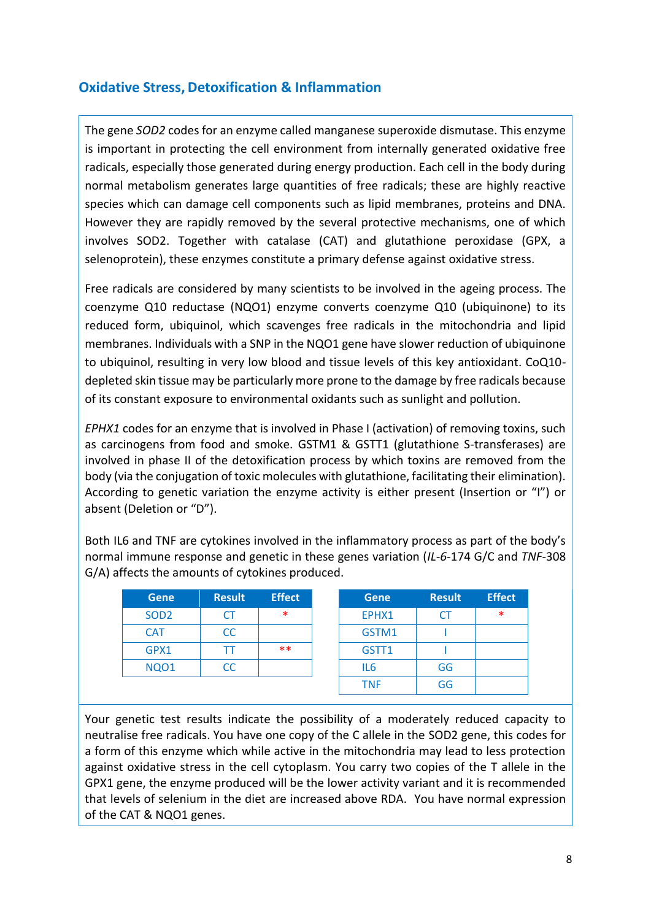## Oxidative Stress, Detoxification & Inflammation

The gene *SOD2* codes for an enzyme called manganese superoxide dismutase. This enzyme is important in protecting the cell environment from internally generated oxidative free radicals, especially those generated during energy production. Each cell in the body during normal metabolism generates large quantities of free radicals; these are highly reactive species which can damage cell components such as lipid membranes, proteins and DNA. However they are rapidly removed by the several protective mechanisms, one of which involves SOD2. Together with catalase (CAT) and glutathione peroxidase (GPX, a selenoprotein), these enzymes constitute a primary defense against oxidative stress.

Free radicals are considered by many scientists to be involved in the ageing process. The coenzyme Q10 reductase (NQO1) enzyme converts coenzyme Q10 (ubiquinone) to its reduced form, ubiquinol, which scavenges free radicals in the mitochondria and lipid membranes. Individuals with a SNP in the NQO1 gene have slower reduction of ubiquinone to ubiquinol, resulting in very low blood and tissue levels of this key antioxidant. CoQ10-depleted skin tissue may be particularly more prone to the damage by free radicals because of its constant exposure to environmental oxidants such as sunlight and pollution.

*EPHX1* codes for an enzyme that is involved in Phase I (activation) of removing toxins, such as carcinogens from food and smoke. GSTM1 & GSTT1 (glutathione S-transferases) are involved in phase II of the detoxification process by which toxins are removed from the body (via the conjugation of toxic molecules with glutathione, facilitating their elimination). According to genetic variation the enzyme activity is either present (Insertion or "I") or absent (Deletion or "D").

Both IL6 and TNF are cytokines involved in the inflammatory process as part of the body's normal immune response and genetic in these genes variation (*IL-6*-174 G/C and *TNF*-308 G/A) affects the amounts of cytokines produced.

| Gene | Result | Effect |
| --- | --- | --- |
| SOD2 | CT | * |
| CAT | CC | |
| GPX1 | TT | ** |
| NQO1 | CC | |

| Gene | Result | Effect |
| --- | --- | --- |
| EPHX1 | CT | * |
| GSTM1 | I | |
| GSTT1 | I | |
| IL6 | GG | |
| TNF | GG | |

Your genetic test results indicate the possibility of a moderately reduced capacity to neutralise free radicals. You have one copy of the C allele in the SOD2 gene, this codes for a form of this enzyme which while active in the mitochondria may lead to less protection against oxidative stress in the cell cytoplasm. You carry two copies of the T allele in the GPX1 gene, the enzyme produced will be the lower activity variant and it is recommended that levels of selenium in the diet are increased above RDA. You have normal expression of the CAT & NQO1 genes.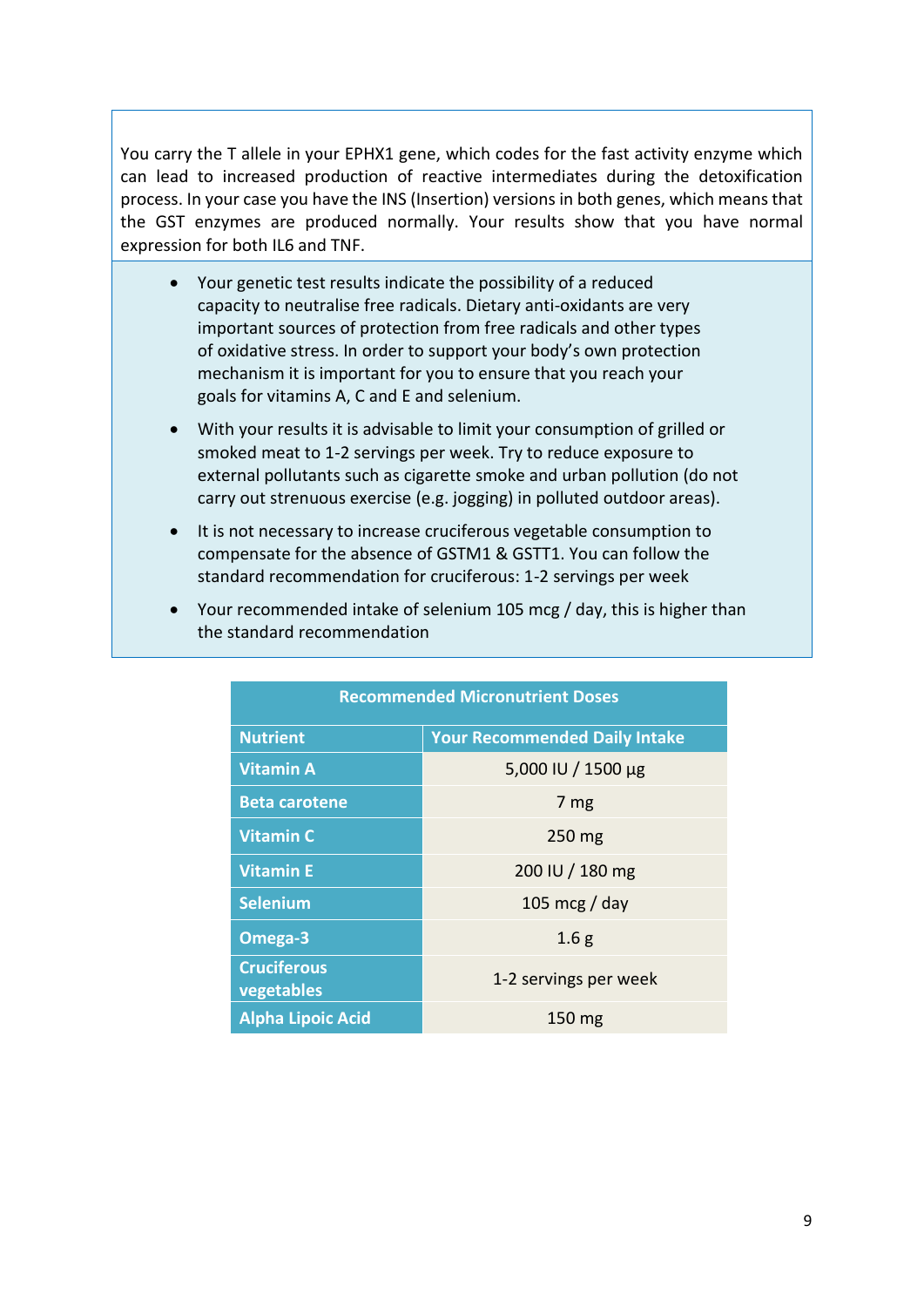You carry the T allele in your EPHX1 gene, which codes for the fast activity enzyme which can lead to increased production of reactive intermediates during the detoxification process. In your case you have the INS (Insertion) versions in both genes, which means that the GST enzymes are produced normally. Your results show that you have normal expression for both IL6 and TNF.

- Your genetic test results indicate the possibility of a reduced capacity to neutralise free radicals. Dietary anti-oxidants are very important sources of protection from free radicals and other types of oxidative stress. In order to support your body's own protection mechanism it is important for you to ensure that you reach your goals for vitamins A, C and E and selenium.
- With your results it is advisable to limit your consumption of grilled or smoked meat to 1-2 servings per week. Try to reduce exposure to external pollutants such as cigarette smoke and urban pollution (do not carry out strenuous exercise (e.g. jogging) in polluted outdoor areas).
- It is not necessary to increase cruciferous vegetable consumption to compensate for the absence of GSTM1 & GSTT1. You can follow the standard recommendation for cruciferous: 1-2 servings per week
- Your recommended intake of selenium 105 mcg / day, this is higher than the standard recommendation

| Recommended Micronutrient Doses | |
|---|---|
| **Nutrient** | **Your Recommended Daily Intake** |
| **Vitamin A** | 5,000 IU / 1500 µg |
| **Beta carotene** | 7 mg |
| **Vitamin C** | 250 mg |
| **Vitamin E** | 200 IU / 180 mg |
| **Selenium** | 105 mcg / day |
| **Omega-3** | 1.6 g |
| **Cruciferous vegetables** | 1-2 servings per week |
| **Alpha Lipoic Acid** | 150 mg |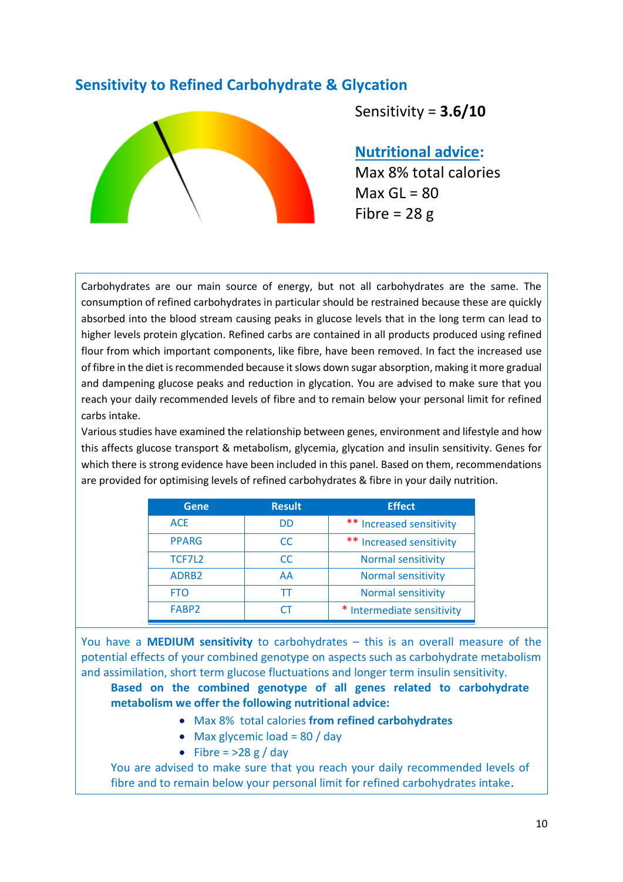## Sensitivity to Refined Carbohydrate & Glycation

Sensitivity = **3.6/10**

**Nutritional advice:**

Max 8% total calories
Max GL = 80
Fibre = 28 g

Carbohydrates are our main source of energy, but not all carbohydrates are the same. The consumption of refined carbohydrates in particular should be restrained because these are quickly absorbed into the blood stream causing peaks in glucose levels that in the long term can lead to higher levels protein glycation. Refined carbs are contained in all products produced using refined flour from which important components, like fibre, have been removed. In fact the increased use of fibre in the diet is recommended because it slows down sugar absorption, making it more gradual and dampening glucose peaks and reduction in glycation. You are advised to make sure that you reach your daily recommended levels of fibre and to remain below your personal limit for refined carbs intake.

Various studies have examined the relationship between genes, environment and lifestyle and how this affects glucose transport & metabolism, glycemia, glycation and insulin sensitivity. Genes for which there is strong evidence have been included in this panel. Based on them, recommendations are provided for optimising levels of refined carbohydrates & fibre in your daily nutrition.

| Gene | Result | Effect |
|---|---|---|
| ACE | DD | ** Increased sensitivity |
| PPARG | CC | ** Increased sensitivity |
| TCF7L2 | CC | Normal sensitivity |
| ADRB2 | AA | Normal sensitivity |
| FTO | TT | Normal sensitivity |
| FABP2 | CT | * Intermediate sensitivity |

You have a **MEDIUM sensitivity** to carbohydrates – this is an overall measure of the potential effects of your combined genotype on aspects such as carbohydrate metabolism and assimilation, short term glucose fluctuations and longer term insulin sensitivity.

**Based on the combined genotype of all genes related to carbohydrate metabolism we offer the following nutritional advice:**

- Max 8% total calories **from refined carbohydrates**
- Max glycemic load = 80 / day
- Fibre = >28 g / day

You are advised to make sure that you reach your daily recommended levels of fibre and to remain below your personal limit for refined carbohydrates intake.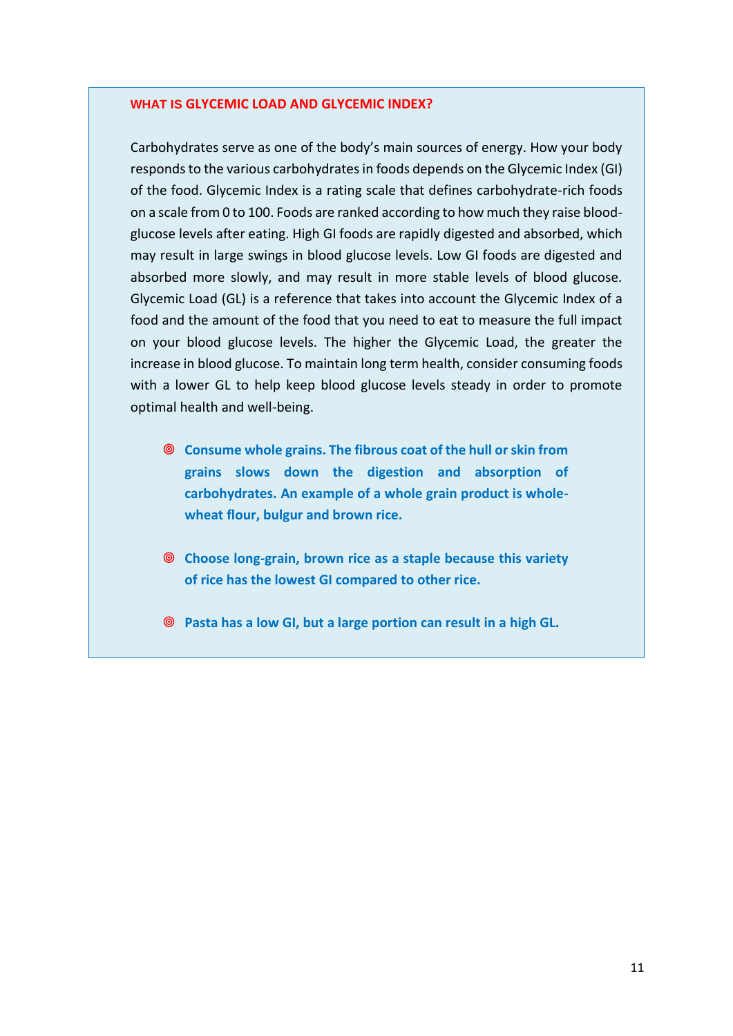## WHAT IS GLYCEMIC LOAD AND GLYCEMIC INDEX?

Carbohydrates serve as one of the body's main sources of energy. How your body responds to the various carbohydrates in foods depends on the Glycemic Index (GI) of the food. Glycemic Index is a rating scale that defines carbohydrate-rich foods on a scale from 0 to 100. Foods are ranked according to how much they raise blood-glucose levels after eating. High GI foods are rapidly digested and absorbed, which may result in large swings in blood glucose levels. Low GI foods are digested and absorbed more slowly, and may result in more stable levels of blood glucose. Glycemic Load (GL) is a reference that takes into account the Glycemic Index of a food and the amount of the food that you need to eat to measure the full impact on your blood glucose levels. The higher the Glycemic Load, the greater the increase in blood glucose. To maintain long term health, consider consuming foods with a lower GL to help keep blood glucose levels steady in order to promote optimal health and well-being.

- **Consume whole grains. The fibrous coat of the hull or skin from grains slows down the digestion and absorption of carbohydrates. An example of a whole grain product is whole-wheat flour, bulgur and brown rice.**

- **Choose long-grain, brown rice as a staple because this variety of rice has the lowest GI compared to other rice.**

- **Pasta has a low GI, but a large portion can result in a high GL.**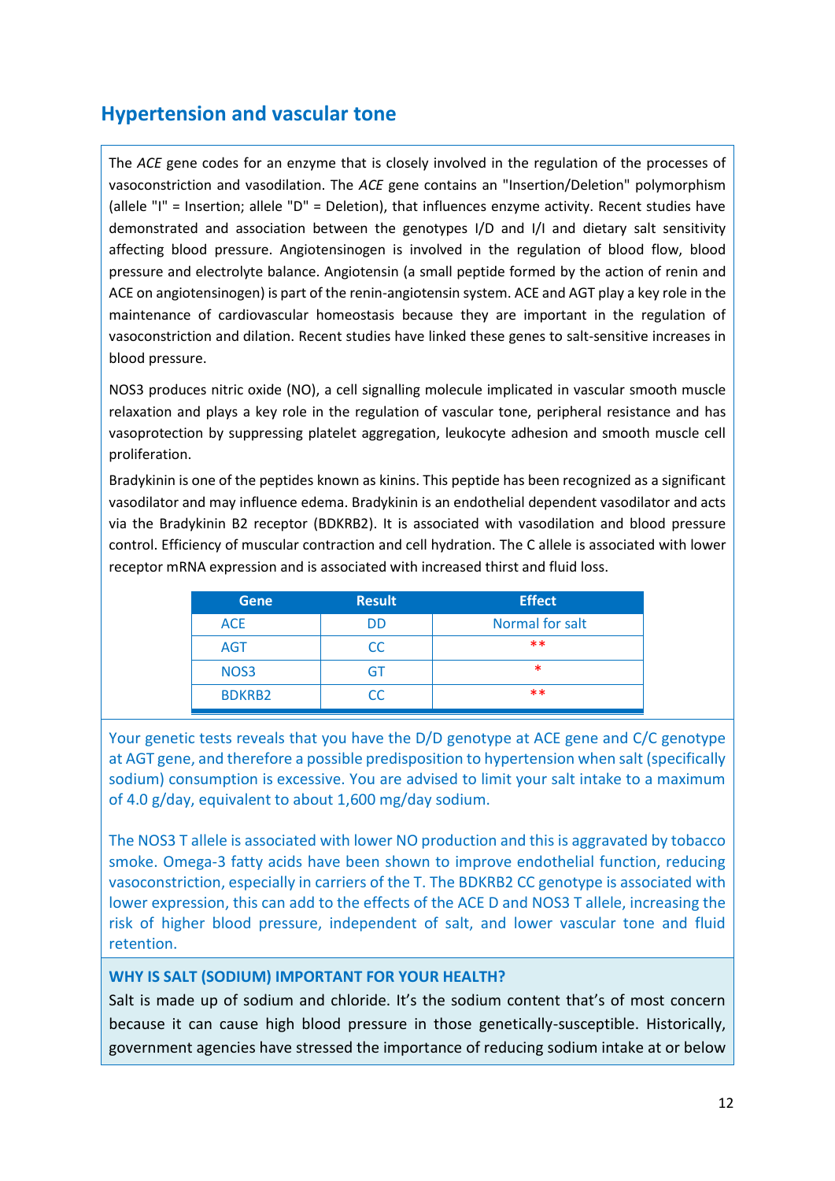## Hypertension and vascular tone

The *ACE* gene codes for an enzyme that is closely involved in the regulation of the processes of vasoconstriction and vasodilation. The *ACE* gene contains an "Insertion/Deletion" polymorphism (allele "I" = Insertion; allele "D" = Deletion), that influences enzyme activity. Recent studies have demonstrated and association between the genotypes I/D and I/I and dietary salt sensitivity affecting blood pressure. Angiotensinogen is involved in the regulation of blood flow, blood pressure and electrolyte balance. Angiotensin (a small peptide formed by the action of renin and ACE on angiotensinogen) is part of the renin-angiotensin system. ACE and AGT play a key role in the maintenance of cardiovascular homeostasis because they are important in the regulation of vasoconstriction and dilation. Recent studies have linked these genes to salt-sensitive increases in blood pressure.

NOS3 produces nitric oxide (NO), a cell signalling molecule implicated in vascular smooth muscle relaxation and plays a key role in the regulation of vascular tone, peripheral resistance and has vasoprotection by suppressing platelet aggregation, leukocyte adhesion and smooth muscle cell proliferation.

Bradykinin is one of the peptides known as kinins. This peptide has been recognized as a significant vasodilator and may influence edema. Bradykinin is an endothelial dependent vasodilator and acts via the Bradykinin B2 receptor (BDKRB2). It is associated with vasodilation and blood pressure control. Efficiency of muscular contraction and cell hydration. The C allele is associated with lower receptor mRNA expression and is associated with increased thirst and fluid loss.

| Gene | Result | Effect |
|---|---|---|
| ACE | DD | Normal for salt |
| AGT | CC | ** |
| NOS3 | GT | * |
| BDKRB2 | CC | ** |

Your genetic tests reveals that you have the D/D genotype at ACE gene and C/C genotype at AGT gene, and therefore a possible predisposition to hypertension when salt (specifically sodium) consumption is excessive. You are advised to limit your salt intake to a maximum of 4.0 g/day, equivalent to about 1,600 mg/day sodium.

The NOS3 T allele is associated with lower NO production and this is aggravated by tobacco smoke. Omega-3 fatty acids have been shown to improve endothelial function, reducing vasoconstriction, especially in carriers of the T. The BDKRB2 CC genotype is associated with lower expression, this can add to the effects of the ACE D and NOS3 T allele, increasing the risk of higher blood pressure, independent of salt, and lower vascular tone and fluid retention.

**WHY IS SALT (SODIUM) IMPORTANT FOR YOUR HEALTH?**

Salt is made up of sodium and chloride. It's the sodium content that's of most concern because it can cause high blood pressure in those genetically-susceptible. Historically, government agencies have stressed the importance of reducing sodium intake at or below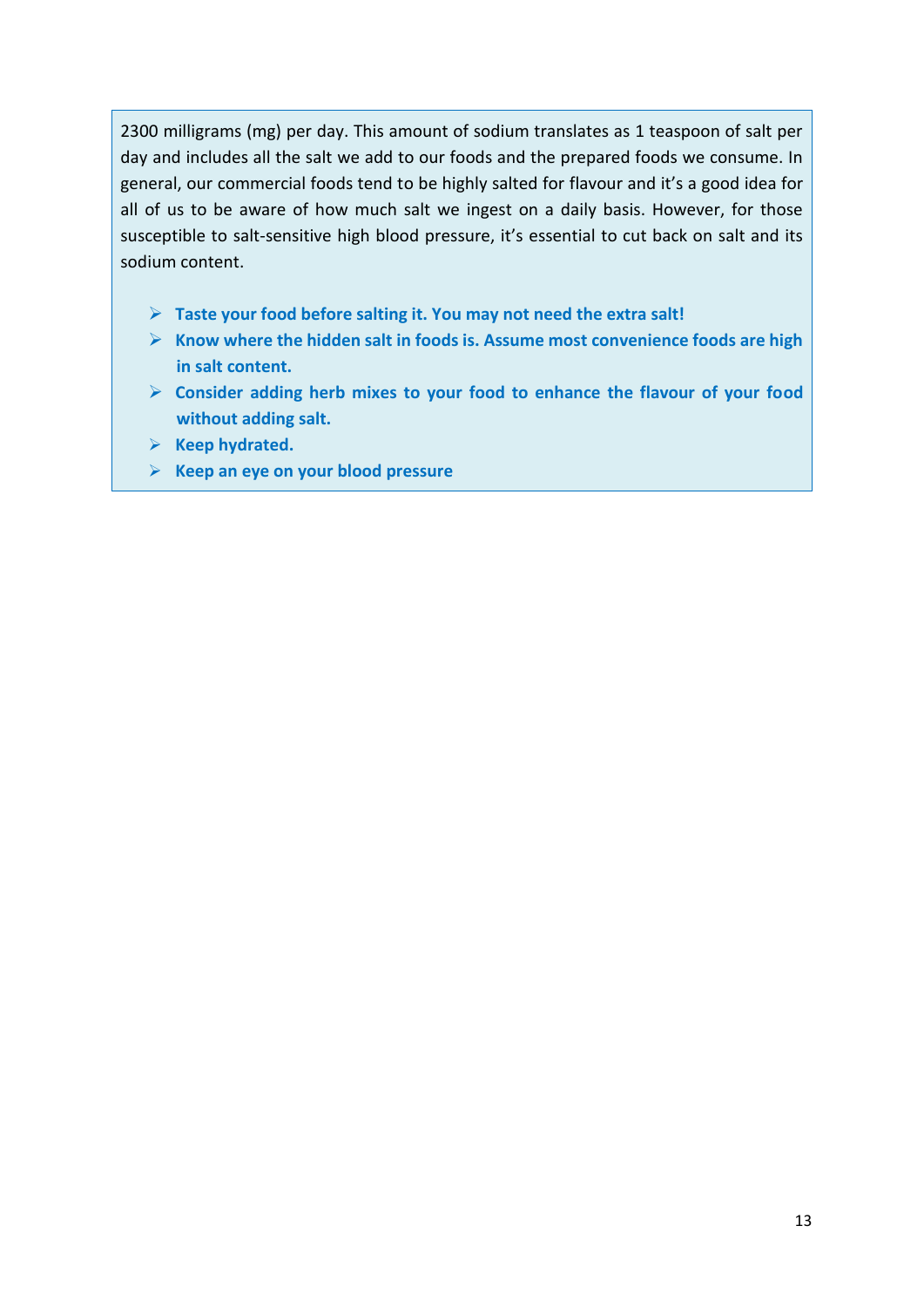2300 milligrams (mg) per day. This amount of sodium translates as 1 teaspoon of salt per day and includes all the salt we add to our foods and the prepared foods we consume. In general, our commercial foods tend to be highly salted for flavour and it's a good idea for all of us to be aware of how much salt we ingest on a daily basis. However, for those susceptible to salt-sensitive high blood pressure, it's essential to cut back on salt and its sodium content.

- **Taste your food before salting it. You may not need the extra salt!**
- **Know where the hidden salt in foods is. Assume most convenience foods are high in salt content.**
- **Consider adding herb mixes to your food to enhance the flavour of your food without adding salt.**
- **Keep hydrated.**
- **Keep an eye on your blood pressure**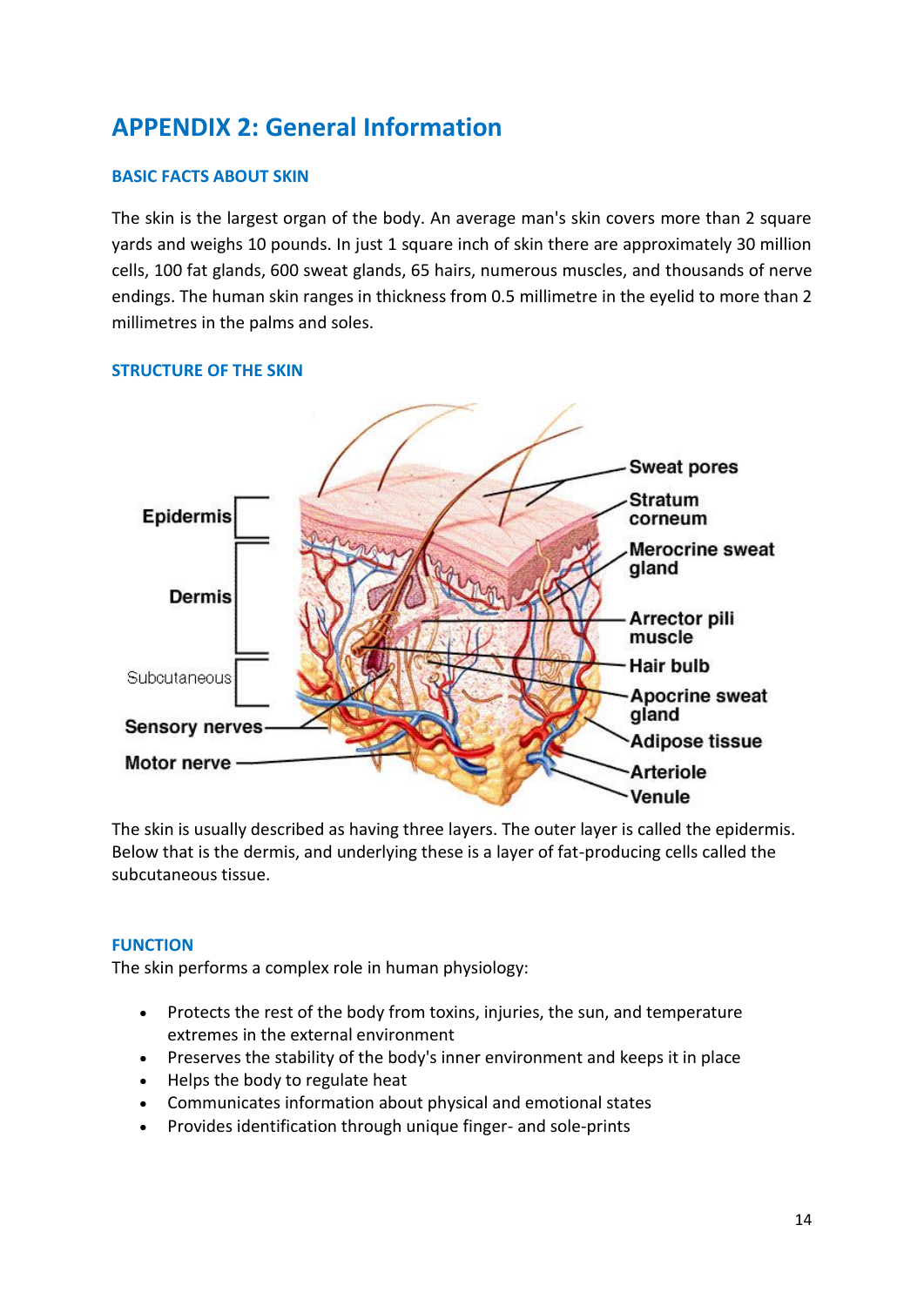# APPENDIX 2: General Information

## BASIC FACTS ABOUT SKIN

The skin is the largest organ of the body. An average man's skin covers more than 2 square yards and weighs 10 pounds. In just 1 square inch of skin there are approximately 30 million cells, 100 fat glands, 600 sweat glands, 65 hairs, numerous muscles, and thousands of nerve endings. The human skin ranges in thickness from 0.5 millimetre in the eyelid to more than 2 millimetres in the palms and soles.

## STRUCTURE OF THE SKIN

The skin is usually described as having three layers. The outer layer is called the epidermis. Below that is the dermis, and underlying these is a layer of fat-producing cells called the subcutaneous tissue.

## FUNCTION

The skin performs a complex role in human physiology:

- Protects the rest of the body from toxins, injuries, the sun, and temperature extremes in the external environment
- Preserves the stability of the body's inner environment and keeps it in place
- Helps the body to regulate heat
- Communicates information about physical and emotional states
- Provides identification through unique finger- and sole-prints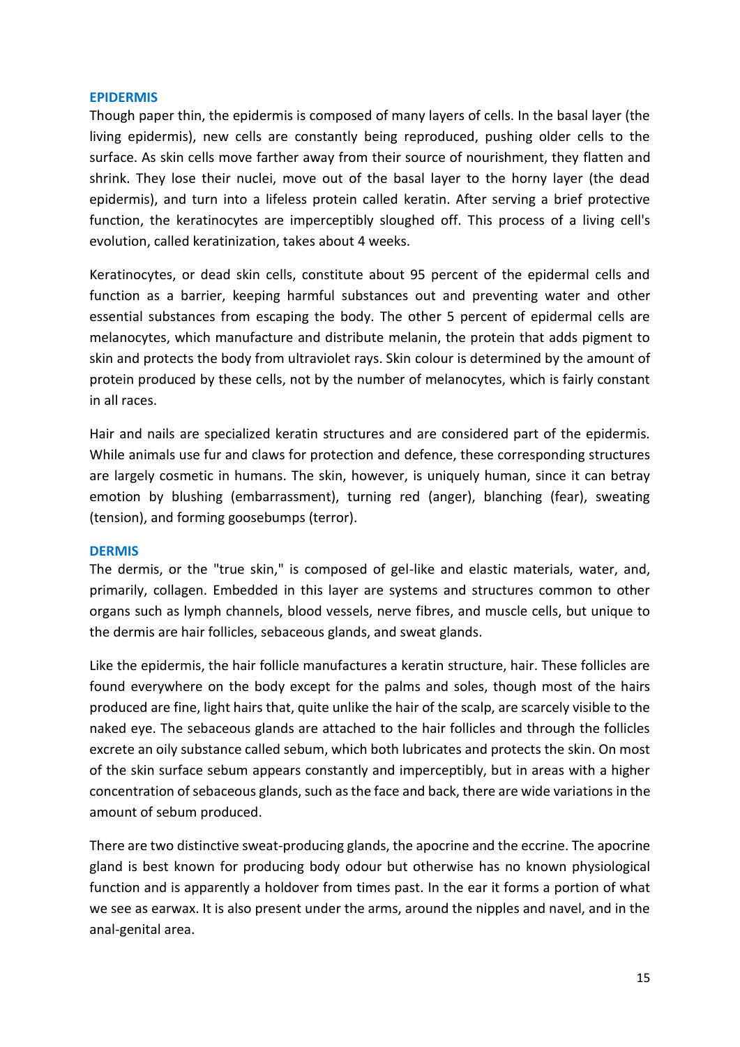## EPIDERMIS

Though paper thin, the epidermis is composed of many layers of cells. In the basal layer (the living epidermis), new cells are constantly being reproduced, pushing older cells to the surface. As skin cells move farther away from their source of nourishment, they flatten and shrink. They lose their nuclei, move out of the basal layer to the horny layer (the dead epidermis), and turn into a lifeless protein called keratin. After serving a brief protective function, the keratinocytes are imperceptibly sloughed off. This process of a living cell's evolution, called keratinization, takes about 4 weeks.

Keratinocytes, or dead skin cells, constitute about 95 percent of the epidermal cells and function as a barrier, keeping harmful substances out and preventing water and other essential substances from escaping the body. The other 5 percent of epidermal cells are melanocytes, which manufacture and distribute melanin, the protein that adds pigment to skin and protects the body from ultraviolet rays. Skin colour is determined by the amount of protein produced by these cells, not by the number of melanocytes, which is fairly constant in all races.

Hair and nails are specialized keratin structures and are considered part of the epidermis. While animals use fur and claws for protection and defence, these corresponding structures are largely cosmetic in humans. The skin, however, is uniquely human, since it can betray emotion by blushing (embarrassment), turning red (anger), blanching (fear), sweating (tension), and forming goosebumps (terror).

## DERMIS

The dermis, or the "true skin," is composed of gel-like and elastic materials, water, and, primarily, collagen. Embedded in this layer are systems and structures common to other organs such as lymph channels, blood vessels, nerve fibres, and muscle cells, but unique to the dermis are hair follicles, sebaceous glands, and sweat glands.

Like the epidermis, the hair follicle manufactures a keratin structure, hair. These follicles are found everywhere on the body except for the palms and soles, though most of the hairs produced are fine, light hairs that, quite unlike the hair of the scalp, are scarcely visible to the naked eye. The sebaceous glands are attached to the hair follicles and through the follicles excrete an oily substance called sebum, which both lubricates and protects the skin. On most of the skin surface sebum appears constantly and imperceptibly, but in areas with a higher concentration of sebaceous glands, such as the face and back, there are wide variations in the amount of sebum produced.

There are two distinctive sweat-producing glands, the apocrine and the eccrine. The apocrine gland is best known for producing body odour but otherwise has no known physiological function and is apparently a holdover from times past. In the ear it forms a portion of what we see as earwax. It is also present under the arms, around the nipples and navel, and in the anal-genital area.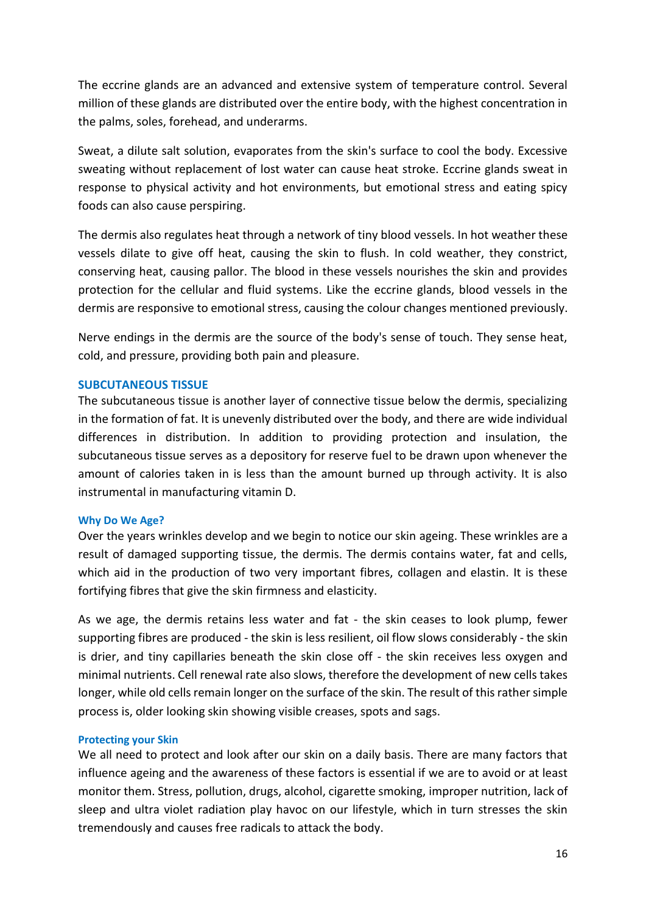The eccrine glands are an advanced and extensive system of temperature control. Several million of these glands are distributed over the entire body, with the highest concentration in the palms, soles, forehead, and underarms.

Sweat, a dilute salt solution, evaporates from the skin's surface to cool the body. Excessive sweating without replacement of lost water can cause heat stroke. Eccrine glands sweat in response to physical activity and hot environments, but emotional stress and eating spicy foods can also cause perspiring.

The dermis also regulates heat through a network of tiny blood vessels. In hot weather these vessels dilate to give off heat, causing the skin to flush. In cold weather, they constrict, conserving heat, causing pallor. The blood in these vessels nourishes the skin and provides protection for the cellular and fluid systems. Like the eccrine glands, blood vessels in the dermis are responsive to emotional stress, causing the colour changes mentioned previously.

Nerve endings in the dermis are the source of the body's sense of touch. They sense heat, cold, and pressure, providing both pain and pleasure.

## SUBCUTANEOUS TISSUE

The subcutaneous tissue is another layer of connective tissue below the dermis, specializing in the formation of fat. It is unevenly distributed over the body, and there are wide individual differences in distribution. In addition to providing protection and insulation, the subcutaneous tissue serves as a depository for reserve fuel to be drawn upon whenever the amount of calories taken in is less than the amount burned up through activity. It is also instrumental in manufacturing vitamin D.

### Why Do We Age?

Over the years wrinkles develop and we begin to notice our skin ageing. These wrinkles are a result of damaged supporting tissue, the dermis. The dermis contains water, fat and cells, which aid in the production of two very important fibres, collagen and elastin. It is these fortifying fibres that give the skin firmness and elasticity.

As we age, the dermis retains less water and fat - the skin ceases to look plump, fewer supporting fibres are produced - the skin is less resilient, oil flow slows considerably - the skin is drier, and tiny capillaries beneath the skin close off - the skin receives less oxygen and minimal nutrients. Cell renewal rate also slows, therefore the development of new cells takes longer, while old cells remain longer on the surface of the skin. The result of this rather simple process is, older looking skin showing visible creases, spots and sags.

### Protecting your Skin

We all need to protect and look after our skin on a daily basis. There are many factors that influence ageing and the awareness of these factors is essential if we are to avoid or at least monitor them. Stress, pollution, drugs, alcohol, cigarette smoking, improper nutrition, lack of sleep and ultra violet radiation play havoc on our lifestyle, which in turn stresses the skin tremendously and causes free radicals to attack the body.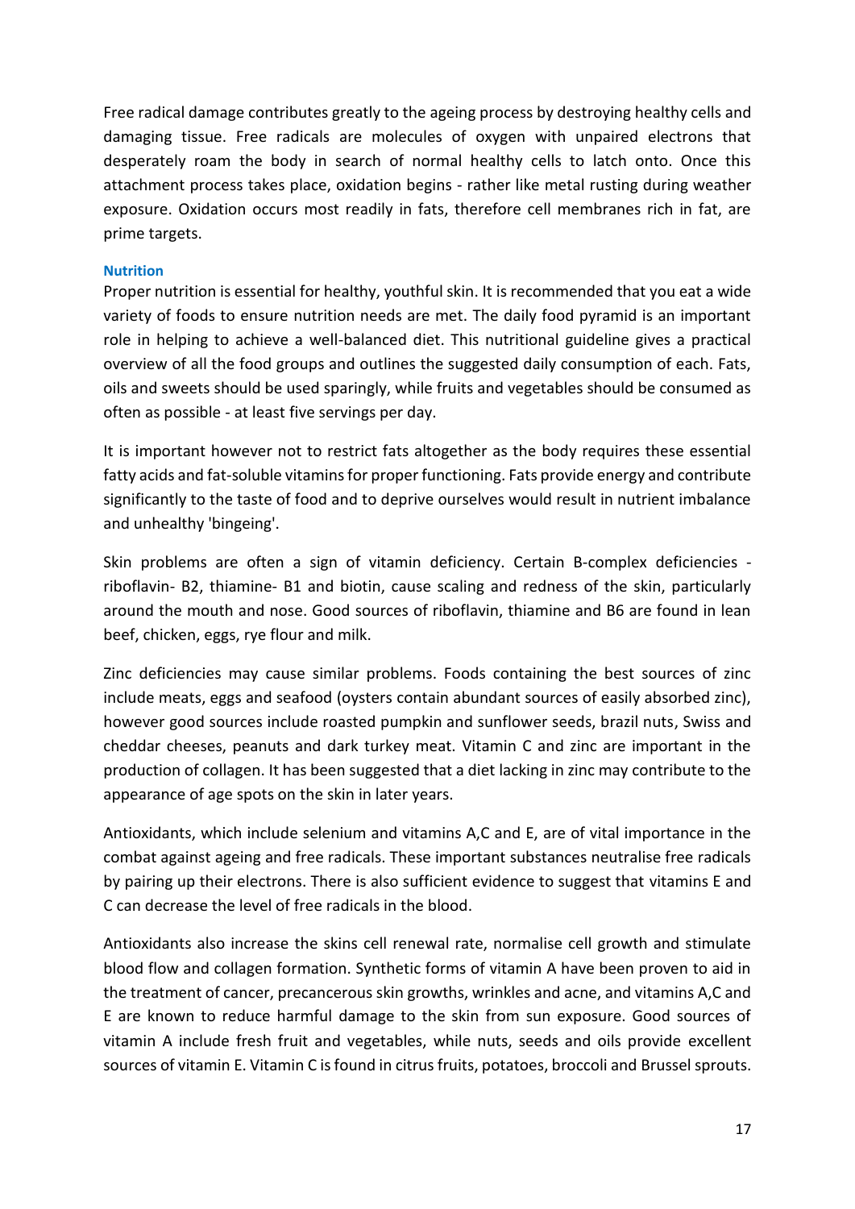Free radical damage contributes greatly to the ageing process by destroying healthy cells and damaging tissue. Free radicals are molecules of oxygen with unpaired electrons that desperately roam the body in search of normal healthy cells to latch onto. Once this attachment process takes place, oxidation begins - rather like metal rusting during weather exposure. Oxidation occurs most readily in fats, therefore cell membranes rich in fat, are prime targets.

### Nutrition

Proper nutrition is essential for healthy, youthful skin. It is recommended that you eat a wide variety of foods to ensure nutrition needs are met. The daily food pyramid is an important role in helping to achieve a well-balanced diet. This nutritional guideline gives a practical overview of all the food groups and outlines the suggested daily consumption of each. Fats, oils and sweets should be used sparingly, while fruits and vegetables should be consumed as often as possible - at least five servings per day.

It is important however not to restrict fats altogether as the body requires these essential fatty acids and fat-soluble vitamins for proper functioning. Fats provide energy and contribute significantly to the taste of food and to deprive ourselves would result in nutrient imbalance and unhealthy 'bingeing'.

Skin problems are often a sign of vitamin deficiency. Certain B-complex deficiencies - riboflavin- B2, thiamine- B1 and biotin, cause scaling and redness of the skin, particularly around the mouth and nose. Good sources of riboflavin, thiamine and B6 are found in lean beef, chicken, eggs, rye flour and milk.

Zinc deficiencies may cause similar problems. Foods containing the best sources of zinc include meats, eggs and seafood (oysters contain abundant sources of easily absorbed zinc), however good sources include roasted pumpkin and sunflower seeds, brazil nuts, Swiss and cheddar cheeses, peanuts and dark turkey meat. Vitamin C and zinc are important in the production of collagen. It has been suggested that a diet lacking in zinc may contribute to the appearance of age spots on the skin in later years.

Antioxidants, which include selenium and vitamins A,C and E, are of vital importance in the combat against ageing and free radicals. These important substances neutralise free radicals by pairing up their electrons. There is also sufficient evidence to suggest that vitamins E and C can decrease the level of free radicals in the blood.

Antioxidants also increase the skins cell renewal rate, normalise cell growth and stimulate blood flow and collagen formation. Synthetic forms of vitamin A have been proven to aid in the treatment of cancer, precancerous skin growths, wrinkles and acne, and vitamins A,C and E are known to reduce harmful damage to the skin from sun exposure. Good sources of vitamin A include fresh fruit and vegetables, while nuts, seeds and oils provide excellent sources of vitamin E. Vitamin C is found in citrus fruits, potatoes, broccoli and Brussel sprouts.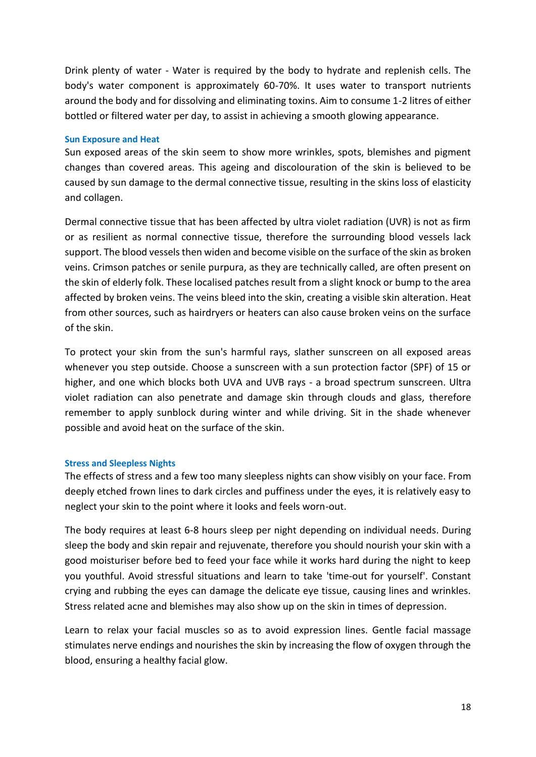Drink plenty of water - Water is required by the body to hydrate and replenish cells. The body's water component is approximately 60-70%. It uses water to transport nutrients around the body and for dissolving and eliminating toxins. Aim to consume 1-2 litres of either bottled or filtered water per day, to assist in achieving a smooth glowing appearance.

### Sun Exposure and Heat

Sun exposed areas of the skin seem to show more wrinkles, spots, blemishes and pigment changes than covered areas. This ageing and discolouration of the skin is believed to be caused by sun damage to the dermal connective tissue, resulting in the skins loss of elasticity and collagen.

Dermal connective tissue that has been affected by ultra violet radiation (UVR) is not as firm or as resilient as normal connective tissue, therefore the surrounding blood vessels lack support. The blood vessels then widen and become visible on the surface of the skin as broken veins. Crimson patches or senile purpura, as they are technically called, are often present on the skin of elderly folk. These localised patches result from a slight knock or bump to the area affected by broken veins. The veins bleed into the skin, creating a visible skin alteration. Heat from other sources, such as hairdryers or heaters can also cause broken veins on the surface of the skin.

To protect your skin from the sun's harmful rays, slather sunscreen on all exposed areas whenever you step outside. Choose a sunscreen with a sun protection factor (SPF) of 15 or higher, and one which blocks both UVA and UVB rays - a broad spectrum sunscreen. Ultra violet radiation can also penetrate and damage skin through clouds and glass, therefore remember to apply sunblock during winter and while driving. Sit in the shade whenever possible and avoid heat on the surface of the skin.

### Stress and Sleepless Nights

The effects of stress and a few too many sleepless nights can show visibly on your face. From deeply etched frown lines to dark circles and puffiness under the eyes, it is relatively easy to neglect your skin to the point where it looks and feels worn-out.

The body requires at least 6-8 hours sleep per night depending on individual needs. During sleep the body and skin repair and rejuvenate, therefore you should nourish your skin with a good moisturiser before bed to feed your face while it works hard during the night to keep you youthful. Avoid stressful situations and learn to take 'time-out for yourself'. Constant crying and rubbing the eyes can damage the delicate eye tissue, causing lines and wrinkles. Stress related acne and blemishes may also show up on the skin in times of depression.

Learn to relax your facial muscles so as to avoid expression lines. Gentle facial massage stimulates nerve endings and nourishes the skin by increasing the flow of oxygen through the blood, ensuring a healthy facial glow.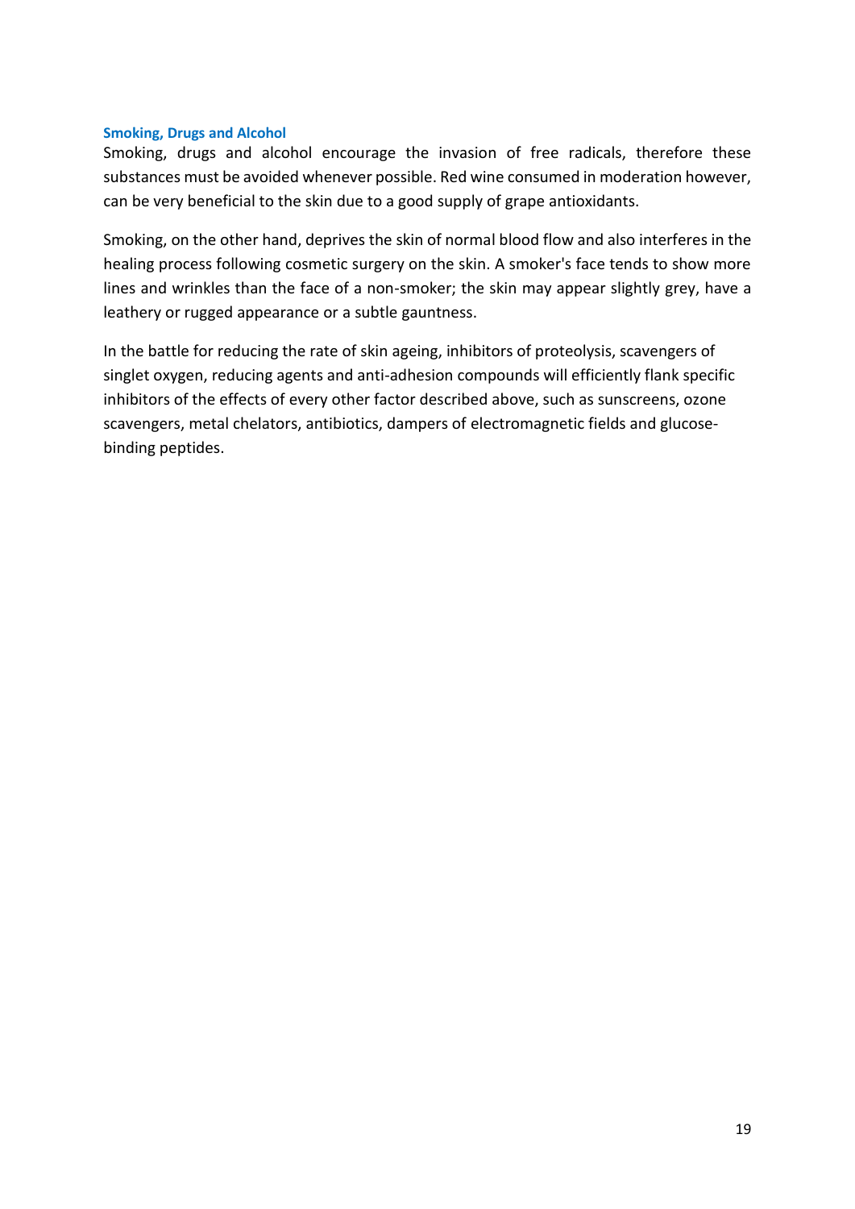### Smoking, Drugs and Alcohol

Smoking, drugs and alcohol encourage the invasion of free radicals, therefore these substances must be avoided whenever possible. Red wine consumed in moderation however, can be very beneficial to the skin due to a good supply of grape antioxidants.

Smoking, on the other hand, deprives the skin of normal blood flow and also interferes in the healing process following cosmetic surgery on the skin. A smoker's face tends to show more lines and wrinkles than the face of a non-smoker; the skin may appear slightly grey, have a leathery or rugged appearance or a subtle gauntness.

In the battle for reducing the rate of skin ageing, inhibitors of proteolysis, scavengers of singlet oxygen, reducing agents and anti-adhesion compounds will efficiently flank specific inhibitors of the effects of every other factor described above, such as sunscreens, ozone scavengers, metal chelators, antibiotics, dampers of electromagnetic fields and glucose-binding peptides.